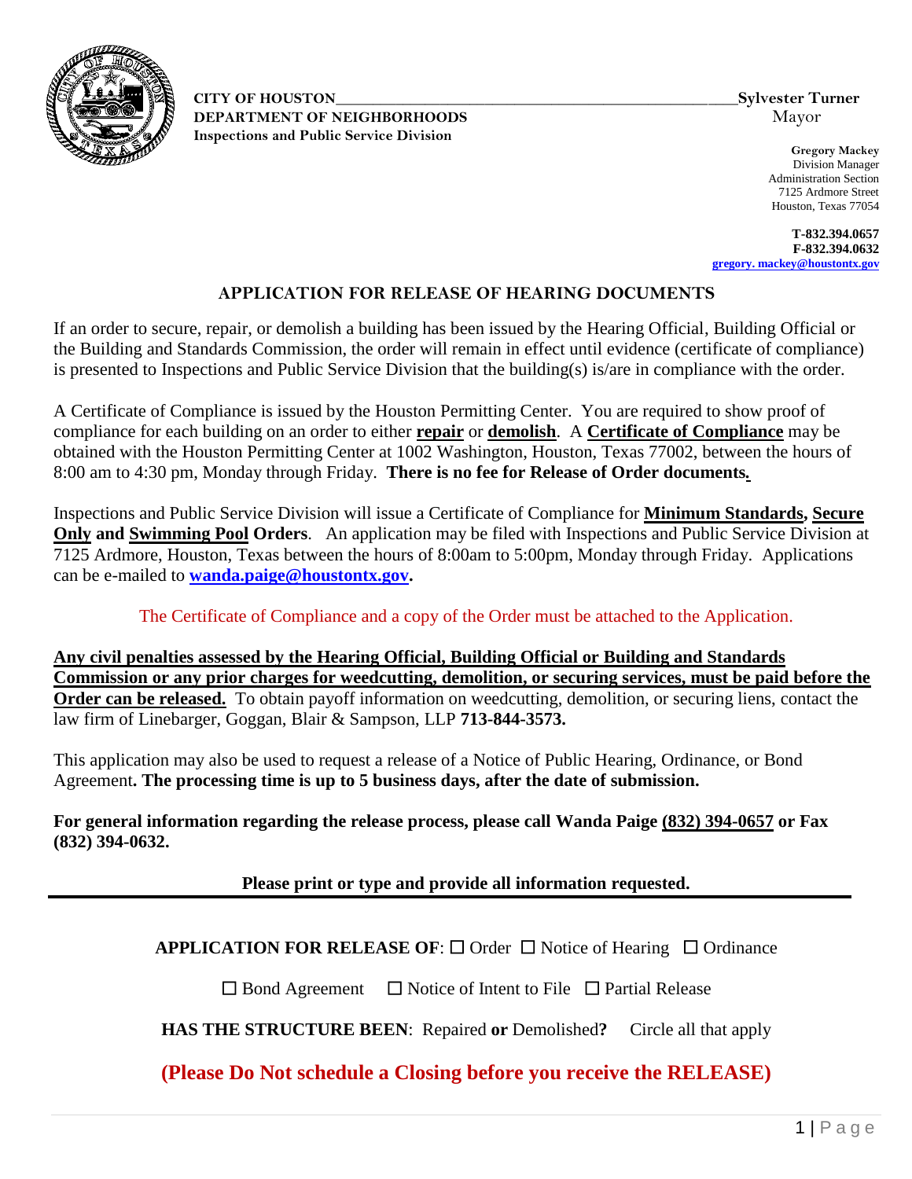**CITY OF HOUSTON** **Sylvester Turner**
**DEPARTMENT OF NEIGHBORHOODS** Mayor
**Inspections and Public Service Division**

**Gregory Mackey**
Division Manager
Administration Section
7125 Ardmore Street
Houston, Texas 77054

**T-832.394.0657**
**F-832.394.0632**
**gregory. mackey@houstontx.gov**

## APPLICATION FOR RELEASE OF HEARING DOCUMENTS

If an order to secure, repair, or demolish a building has been issued by the Hearing Official, Building Official or the Building and Standards Commission, the order will remain in effect until evidence (certificate of compliance) is presented to Inspections and Public Service Division that the building(s) is/are in compliance with the order.

A Certificate of Compliance is issued by the Houston Permitting Center. You are required to show proof of compliance for each building on an order to either **repair** or **demolish**. A **Certificate of Compliance** may be obtained with the Houston Permitting Center at 1002 Washington, Houston, Texas 77002, between the hours of 8:00 am to 4:30 pm, Monday through Friday. **There is no fee for Release of Order documents.**

Inspections and Public Service Division will issue a Certificate of Compliance for **Minimum Standards, Secure Only and Swimming Pool Orders**. An application may be filed with Inspections and Public Service Division at 7125 Ardmore, Houston, Texas between the hours of 8:00am to 5:00pm, Monday through Friday. Applications can be e-mailed to **wanda.paige@houstontx.gov.**

The Certificate of Compliance and a copy of the Order must be attached to the Application.

**Any civil penalties assessed by the Hearing Official, Building Official or Building and Standards Commission or any prior charges for weedcutting, demolition, or securing services, must be paid before the Order can be released.** To obtain payoff information on weedcutting, demolition, or securing liens, contact the law firm of Linebarger, Goggan, Blair & Sampson, LLP **713-844-3573.**

This application may also be used to request a release of a Notice of Public Hearing, Ordinance, or Bond Agreement**. The processing time is up to 5 business days, after the date of submission.**

**For general information regarding the release process, please call Wanda Paige (832) 394-0657 or Fax (832) 394-0632.**

**Please print or type and provide all information requested.**

---

**APPLICATION FOR RELEASE OF**: ☐ Order ☐ Notice of Hearing ☐ Ordinance

☐ Bond Agreement ☐ Notice of Intent to File ☐ Partial Release

**HAS THE STRUCTURE BEEN**: Repaired **or** Demolished**?** Circle all that apply

**(Please Do Not schedule a Closing before you receive the RELEASE)**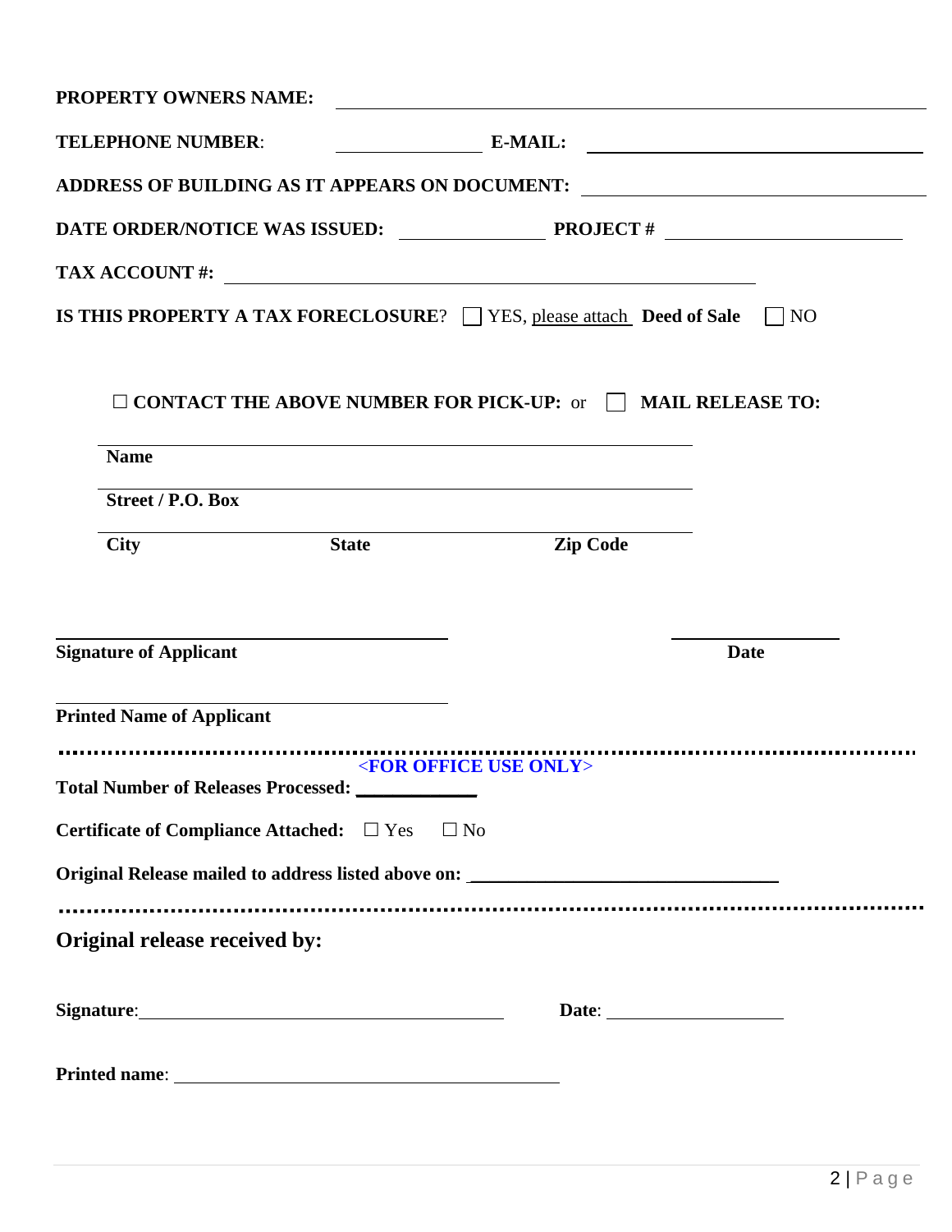**PROPERTY OWNERS NAME:** ______________________________________________

**TELEPHONE NUMBER**: ______________ **E-MAIL:** ______________________________

**ADDRESS OF BUILDING AS IT APPEARS ON DOCUMENT:** ______________________________

**DATE ORDER/NOTICE WAS ISSUED:** ______________ **PROJECT #** ______________________

**TAX ACCOUNT #:** ______________________________________________

**IS THIS PROPERTY A TAX FORECLOSURE**? ☐ YES, please attach **Deed of Sale** ☐ NO

☐ **CONTACT THE ABOVE NUMBER FOR PICK-UP:** or ☐ **MAIL RELEASE TO:**

______________________________________________

**Name**

______________________________________________

**Street / P.O. Box**

______________________________________________

**City** **State** **Zip Code**

______________________________ ______________

**Signature of Applicant** **Date**

______________________________

**Printed Name of Applicant**

---

**<FOR OFFICE USE ONLY>**

**Total Number of Releases Processed:** ____________

**Certificate of Compliance Attached:** ☐ Yes ☐ No

**Original Release mailed to address listed above on:** ______________________________

---

## Original release received by:

**Signature**: ______________________________ **Date**: ______________

**Printed name**: ______________________________